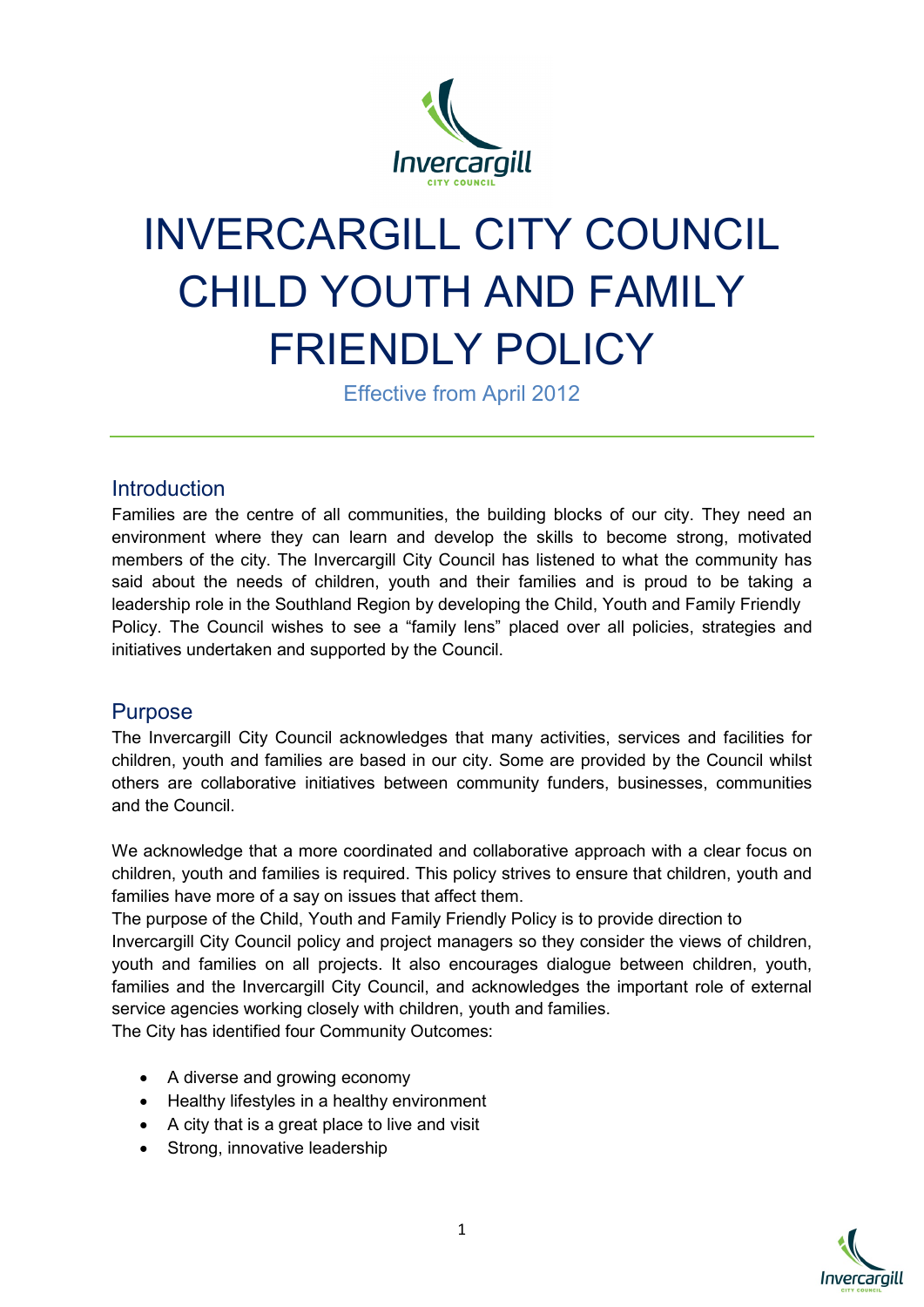# INVERCARGILL CITY COUNCIL CHILD YOUTH AND FAMILY FRIENDLY POLICY

Effective from April 2012

## Introduction

Families are the centre of all communities, the building blocks of our city. They need an environment where they can learn and develop the skills to become strong, motivated members of the city. The Invercargill City Council has listened to what the community has said about the needs of children, youth and their families and is proud to be taking a leadership role in the Southland Region by developing the Child, Youth and Family Friendly Policy. The Council wishes to see a "family lens" placed over all policies, strategies and initiatives undertaken and supported by the Council.

## Purpose

The Invercargill City Council acknowledges that many activities, services and facilities for children, youth and families are based in our city. Some are provided by the Council whilst others are collaborative initiatives between community funders, businesses, communities and the Council.

We acknowledge that a more coordinated and collaborative approach with a clear focus on children, youth and families is required. This policy strives to ensure that children, youth and families have more of a say on issues that affect them.

The purpose of the Child, Youth and Family Friendly Policy is to provide direction to Invercargill City Council policy and project managers so they consider the views of children, youth and families on all projects. It also encourages dialogue between children, youth, families and the Invercargill City Council, and acknowledges the important role of external service agencies working closely with children, youth and families.

The City has identified four Community Outcomes:

- A diverse and growing economy
- Healthy lifestyles in a healthy environment
- A city that is a great place to live and visit
- Strong, innovative leadership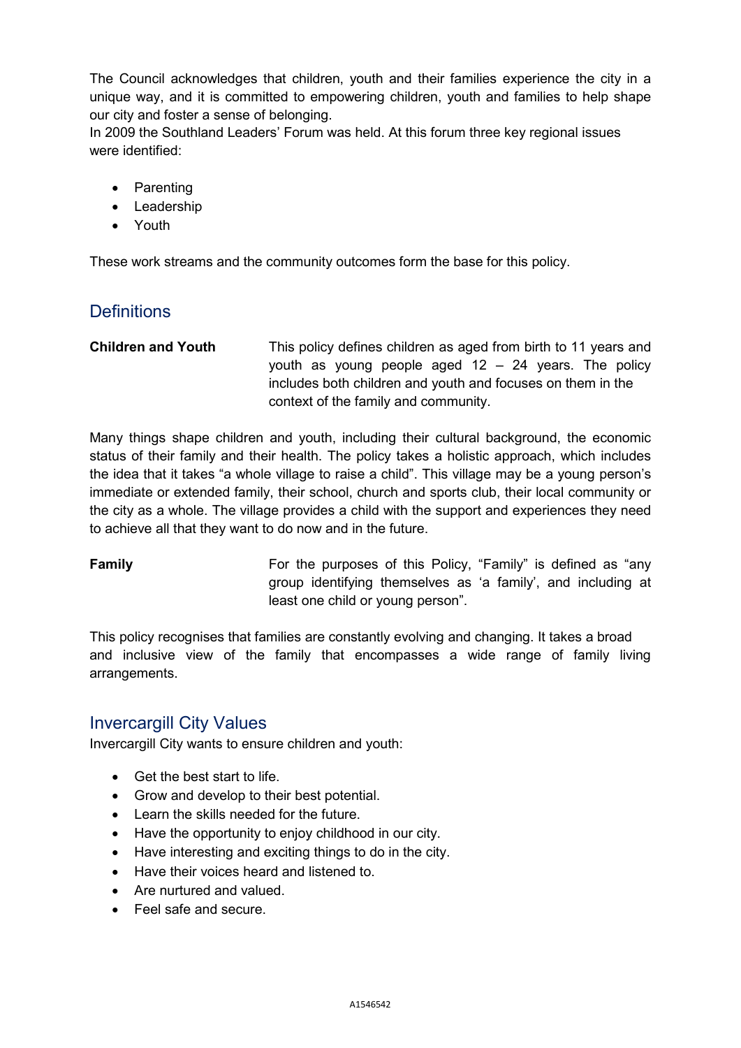The Council acknowledges that children, youth and their families experience the city in a unique way, and it is committed to empowering children, youth and families to help shape our city and foster a sense of belonging.

In 2009 the Southland Leaders' Forum was held. At this forum three key regional issues were identified:

- Parenting
- Leadership
- Youth

These work streams and the community outcomes form the base for this policy.

## Definitions

**Children and Youth** This policy defines children as aged from birth to 11 years and youth as young people aged 12 – 24 years. The policy includes both children and youth and focuses on them in the context of the family and community.

Many things shape children and youth, including their cultural background, the economic status of their family and their health. The policy takes a holistic approach, which includes the idea that it takes "a whole village to raise a child". This village may be a young person's immediate or extended family, their school, church and sports club, their local community or the city as a whole. The village provides a child with the support and experiences they need to achieve all that they want to do now and in the future.

**Family** For the purposes of this Policy, "Family" is defined as "any group identifying themselves as 'a family', and including at least one child or young person".

This policy recognises that families are constantly evolving and changing. It takes a broad and inclusive view of the family that encompasses a wide range of family living arrangements.

## Invercargill City Values

Invercargill City wants to ensure children and youth:

- Get the best start to life.
- Grow and develop to their best potential.
- Learn the skills needed for the future.
- Have the opportunity to enjoy childhood in our city.
- Have interesting and exciting things to do in the city.
- Have their voices heard and listened to.
- Are nurtured and valued.
- Feel safe and secure.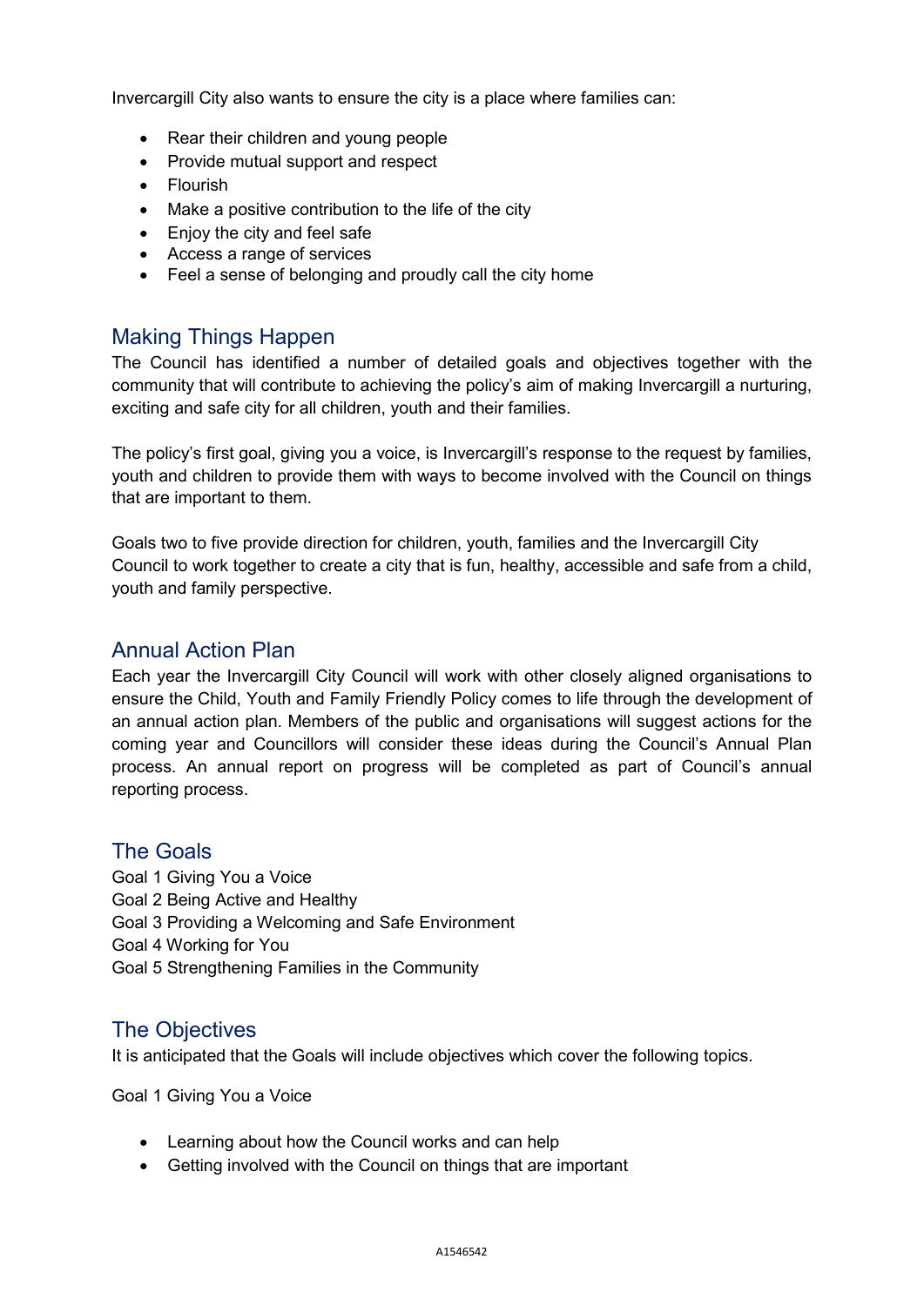Invercargill City also wants to ensure the city is a place where families can:

- Rear their children and young people
- Provide mutual support and respect
- Flourish
- Make a positive contribution to the life of the city
- Enjoy the city and feel safe
- Access a range of services
- Feel a sense of belonging and proudly call the city home

## Making Things Happen

The Council has identified a number of detailed goals and objectives together with the community that will contribute to achieving the policy's aim of making Invercargill a nurturing, exciting and safe city for all children, youth and their families.

The policy's first goal, giving you a voice, is Invercargill's response to the request by families, youth and children to provide them with ways to become involved with the Council on things that are important to them.

Goals two to five provide direction for children, youth, families and the Invercargill City Council to work together to create a city that is fun, healthy, accessible and safe from a child, youth and family perspective.

## Annual Action Plan

Each year the Invercargill City Council will work with other closely aligned organisations to ensure the Child, Youth and Family Friendly Policy comes to life through the development of an annual action plan. Members of the public and organisations will suggest actions for the coming year and Councillors will consider these ideas during the Council's Annual Plan process. An annual report on progress will be completed as part of Council's annual reporting process.

## The Goals

Goal 1 Giving You a Voice
Goal 2 Being Active and Healthy
Goal 3 Providing a Welcoming and Safe Environment
Goal 4 Working for You
Goal 5 Strengthening Families in the Community

## The Objectives

It is anticipated that the Goals will include objectives which cover the following topics.

Goal 1 Giving You a Voice

- Learning about how the Council works and can help
- Getting involved with the Council on things that are important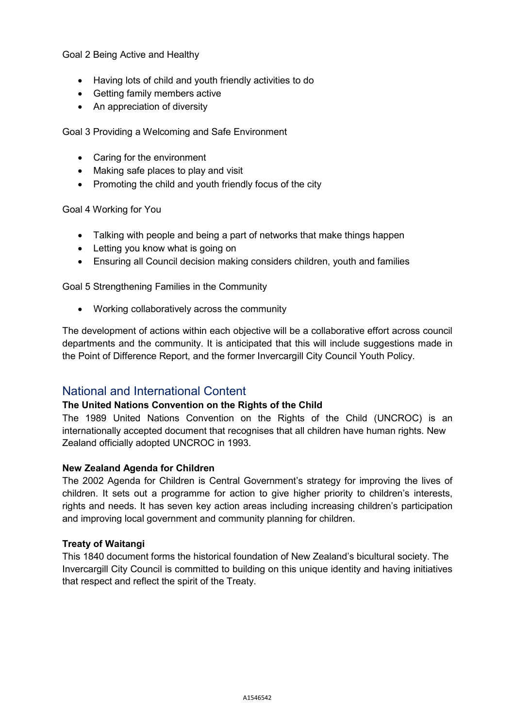Goal 2 Being Active and Healthy

- Having lots of child and youth friendly activities to do
- Getting family members active
- An appreciation of diversity

Goal 3 Providing a Welcoming and Safe Environment

- Caring for the environment
- Making safe places to play and visit
- Promoting the child and youth friendly focus of the city

Goal 4 Working for You

- Talking with people and being a part of networks that make things happen
- Letting you know what is going on
- Ensuring all Council decision making considers children, youth and families

Goal 5 Strengthening Families in the Community

- Working collaboratively across the community

The development of actions within each objective will be a collaborative effort across council departments and the community. It is anticipated that this will include suggestions made in the Point of Difference Report, and the former Invercargill City Council Youth Policy.

## National and International Content

**The United Nations Convention on the Rights of the Child**

The 1989 United Nations Convention on the Rights of the Child (UNCROC) is an internationally accepted document that recognises that all children have human rights. New Zealand officially adopted UNCROC in 1993.

**New Zealand Agenda for Children**

The 2002 Agenda for Children is Central Government's strategy for improving the lives of children. It sets out a programme for action to give higher priority to children's interests, rights and needs. It has seven key action areas including increasing children's participation and improving local government and community planning for children.

**Treaty of Waitangi**

This 1840 document forms the historical foundation of New Zealand's bicultural society. The Invercargill City Council is committed to building on this unique identity and having initiatives that respect and reflect the spirit of the Treaty.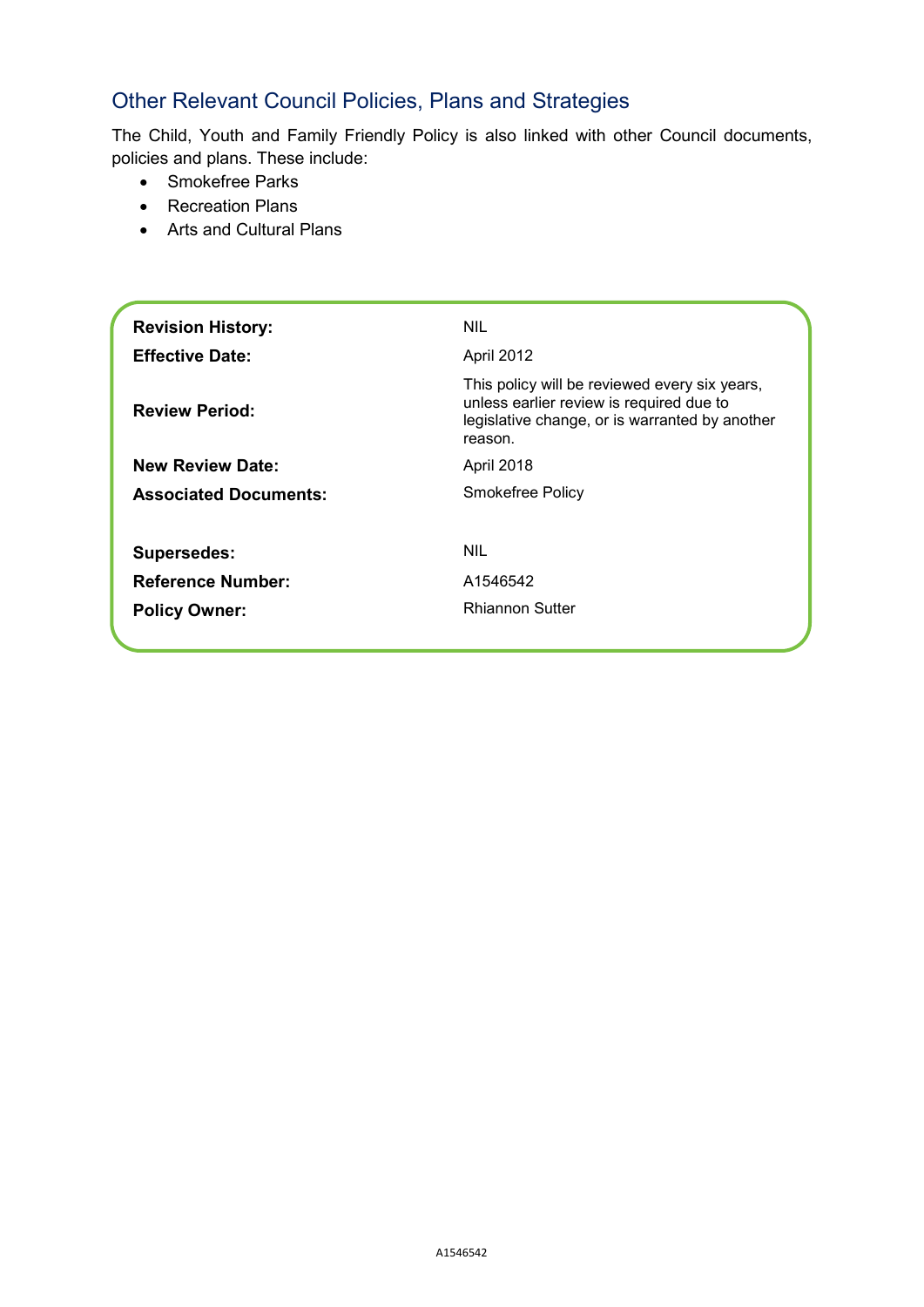## Other Relevant Council Policies, Plans and Strategies

The Child, Youth and Family Friendly Policy is also linked with other Council documents, policies and plans. These include:

- Smokefree Parks
- Recreation Plans
- Arts and Cultural Plans

| | |
|---|---|
| **Revision History:** | NIL |
| **Effective Date:** | April 2012 |
| **Review Period:** | This policy will be reviewed every six years, unless earlier review is required due to legislative change, or is warranted by another reason. |
| **New Review Date:** | April 2018 |
| **Associated Documents:** | Smokefree Policy |
| **Supersedes:** | NIL |
| **Reference Number:** | A1546542 |
| **Policy Owner:** | Rhiannon Sutter |